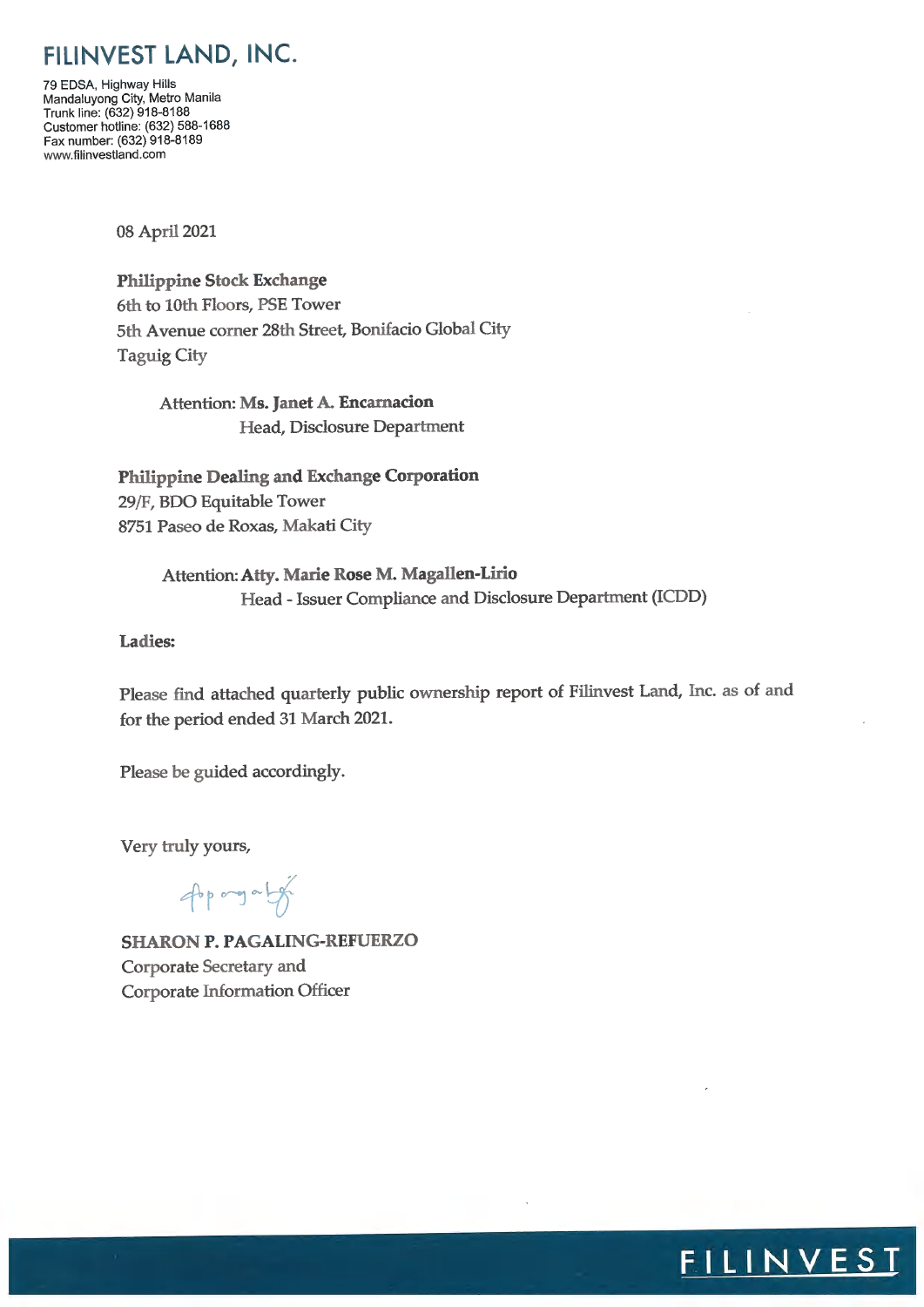# FILINVEST LAND, INC.

79 EDSA, Highway Hills
Mandaluyong City, Metro Manila
Trunk line: (632) 918-8188
Customer hotline: (632) 588-1688
Fax number: (632) 918-8189
www.filinvestland.com

08 April 2021

**Philippine Stock Exchange**
6th to 10th Floors, PSE Tower
5th Avenue corner 28th Street, Bonifacio Global City
Taguig City

Attention: **Ms. Janet A. Encarnacion**
Head, Disclosure Department

**Philippine Dealing and Exchange Corporation**
29/F, BDO Equitable Tower
8751 Paseo de Roxas, Makati City

Attention: **Atty. Marie Rose M. Magallen-Lirio**
Head - Issuer Compliance and Disclosure Department (ICDD)

**Ladies:**

Please find attached quarterly public ownership report of Filinvest Land, Inc. as of and for the period ended 31 March 2021.

Please be guided accordingly.

Very truly yours,

**SHARON P. PAGALING-REFUERZO**
Corporate Secretary and
Corporate Information Officer

FILINVEST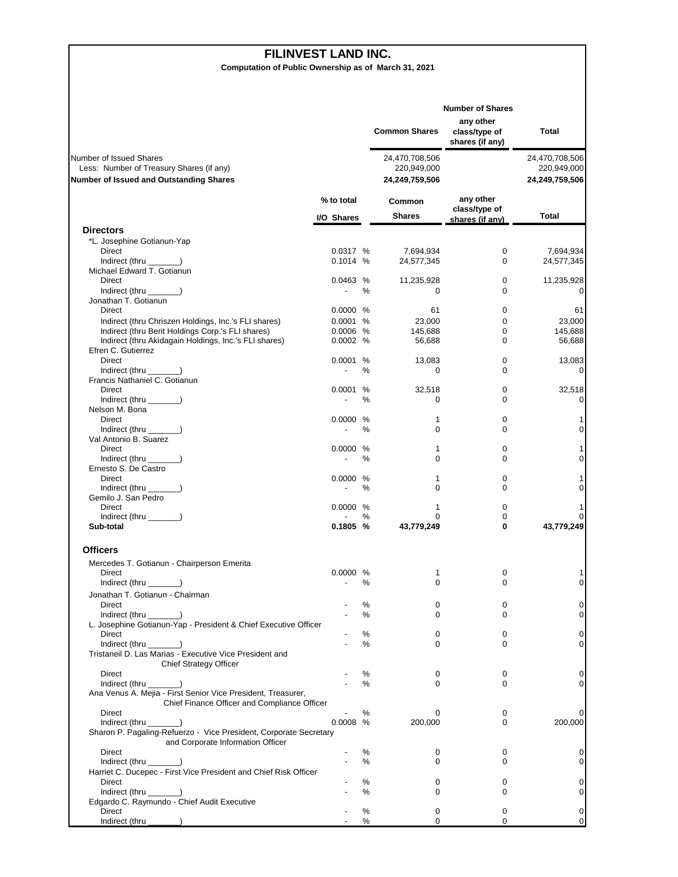# FILINVEST LAND INC.

**Computation of Public Ownership as of March 31, 2021**

| | Number of Shares | | |
|---|---|---|---|
| | Common Shares | any other class/type of shares (if any) | Total |
| Number of Issued Shares | 24,470,708,506 | | 24,470,708,506 |
| Less: Number of Treasury Shares (if any) | 220,949,000 | | 220,949,000 |
| **Number of Issued and Outstanding Shares** | **24,249,759,506** | | **24,249,759,506** |

| | % to total I/O Shares | Common Shares | any other class/type of shares (if any) | Total |
|---|---|---|---|---|
| **Directors** | | | | |
| *L. Josephine Gotianun-Yap | | | | |
| Direct | 0.0317 % | 7,694,934 | 0 | 7,694,934 |
| Indirect (thru _______) | 0.1014 % | 24,577,345 | 0 | 24,577,345 |
| Michael Edward T. Gotianun | | | | |
| Direct | 0.0463 % | 11,235,928 | 0 | 11,235,928 |
| Indirect (thru _______) | - % | 0 | 0 | 0 |
| Jonathan T. Gotianun | | | | |
| Direct | 0.0000 % | 61 | 0 | 61 |
| Indirect (thru Chriszen Holdings, Inc.'s FLI shares) | 0.0001 % | 23,000 | 0 | 23,000 |
| Indirect (thru Berit Holdings Corp.'s FLI shares) | 0.0006 % | 145,688 | 0 | 145,688 |
| Indirect (thru Akidagain Holdings, Inc.'s FLI shares) | 0.0002 % | 56,688 | 0 | 56,688 |
| Efren C. Gutierrez | | | | |
| Direct | 0.0001 % | 13,083 | 0 | 13,083 |
| Indirect (thru _______) | - % | 0 | 0 | 0 |
| Francis Nathaniel C. Gotianun | | | | |
| Direct | 0.0001 % | 32,518 | 0 | 32,518 |
| Indirect (thru _______) | - % | 0 | 0 | 0 |
| Nelson M. Bona | | | | |
| Direct | 0.0000 % | 1 | 0 | 1 |
| Indirect (thru _______) | - % | 0 | 0 | 0 |
| Val Antonio B. Suarez | | | | |
| Direct | 0.0000 % | 1 | 0 | 1 |
| Indirect (thru _______) | - % | 0 | 0 | 0 |
| Ernesto S. De Castro | | | | |
| Direct | 0.0000 % | 1 | 0 | 1 |
| Indirect (thru _______) | - % | 0 | 0 | 0 |
| Gemilo J. San Pedro | | | | |
| Direct | 0.0000 % | 1 | 0 | 1 |
| Indirect (thru _______) | - % | 0 | 0 | 0 |
| **Sub-total** | **0.1805 %** | **43,779,249** | **0** | **43,779,249** |
| **Officers** | | | | |
| Mercedes T. Gotianun - Chairperson Emerita | | | | |
| Direct | 0.0000 % | 1 | 0 | 1 |
| Indirect (thru _______) | - % | 0 | 0 | 0 |
| Jonathan T. Gotianun - Chairman | | | | |
| Direct | - % | 0 | 0 | 0 |
| Indirect (thru _______) | - % | 0 | 0 | 0 |
| L. Josephine Gotianun-Yap - President & Chief Executive Officer | | | | |
| Direct | - % | 0 | 0 | 0 |
| Indirect (thru _______) | - % | 0 | 0 | 0 |
| Tristaneil D. Las Marias - Executive Vice President and Chief Strategy Officer | | | | |
| Direct | - % | 0 | 0 | 0 |
| Indirect (thru _______) | - % | 0 | 0 | 0 |
| Ana Venus A. Mejia - First Senior Vice President, Treasurer, Chief Finance Officer and Compliance Officer | | | | |
| Direct | - % | 0 | 0 | 0 |
| Indirect (thru _______) | 0.0008 % | 200,000 | 0 | 200,000 |
| Sharon P. Pagaling-Refuerzo - Vice President, Corporate Secretary and Corporate Information Officer | | | | |
| Direct | - % | 0 | 0 | 0 |
| Indirect (thru _______) | - % | 0 | 0 | 0 |
| Harriet C. Ducepec - First Vice President and Chief Risk Officer | | | | |
| Direct | - % | 0 | 0 | 0 |
| Indirect (thru _______) | - % | 0 | 0 | 0 |
| Edgardo C. Raymundo - Chief Audit Executive | | | | |
| Direct | - % | 0 | 0 | 0 |
| Indirect (thru _______) | - % | 0 | 0 | 0 |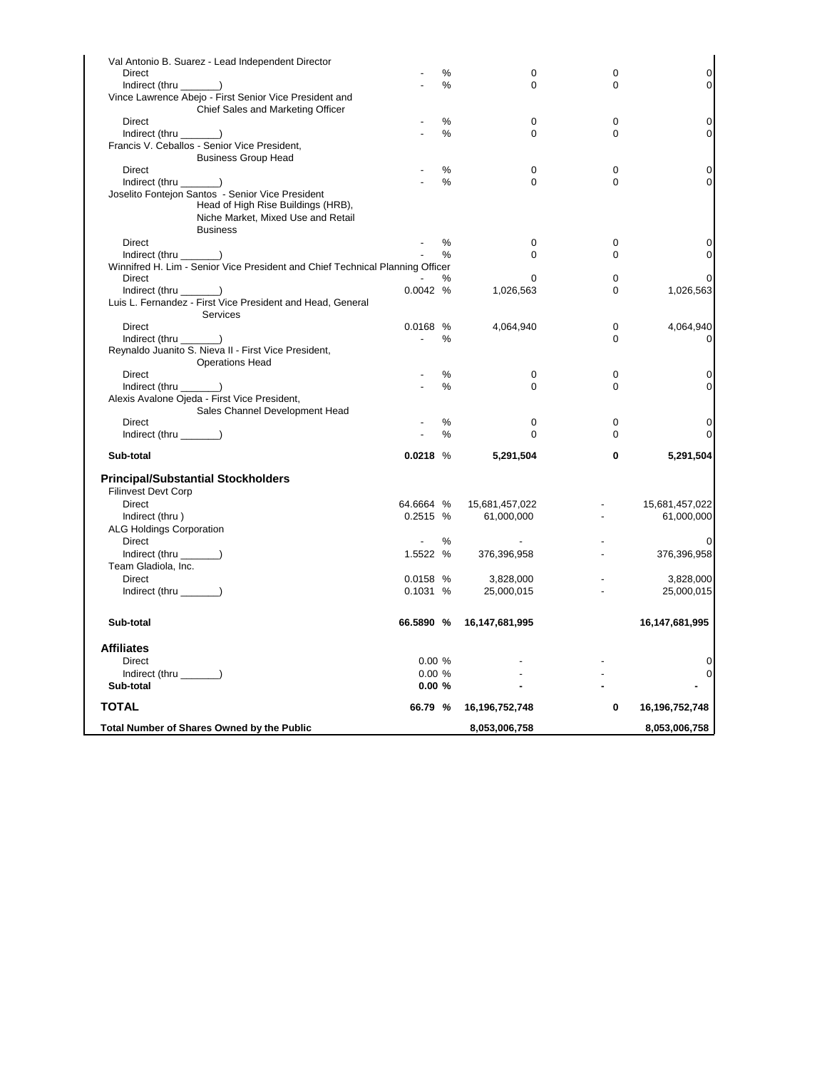| | | | | | |
|---|---|---|---|---|---|
| Val Antonio B. Suarez - Lead Independent Director | | | | | |
| Direct | - | % | 0 | 0 | 0 |
| Indirect (thru _______) | - | % | 0 | 0 | 0 |
| Vince Lawrence Abejo - First Senior Vice President and Chief Sales and Marketing Officer | | | | | |
| Direct | - | % | 0 | 0 | 0 |
| Indirect (thru _______) | - | % | 0 | 0 | 0 |
| Francis V. Ceballos - Senior Vice President, Business Group Head | | | | | |
| Direct | - | % | 0 | 0 | 0 |
| Indirect (thru _______) | - | % | 0 | 0 | 0 |
| Joselito Fontejon Santos - Senior Vice President Head of High Rise Buildings (HRB), Niche Market, Mixed Use and Retail Business | | | | | |
| Direct | - | % | 0 | 0 | 0 |
| Indirect (thru _______) | - | % | 0 | 0 | 0 |
| Winnifred H. Lim - Senior Vice President and Chief Technical Planning Officer | | | | | |
| Direct | - | % | 0 | 0 | 0 |
| Indirect (thru _______) | 0.0042 | % | 1,026,563 | 0 | 1,026,563 |
| Luis L. Fernandez - First Vice President and Head, General Services | | | | | |
| Direct | 0.0168 | % | 4,064,940 | 0 | 4,064,940 |
| Indirect (thru _______) | - | % | | 0 | 0 |
| Reynaldo Juanito S. Nieva II - First Vice President, Operations Head | | | | | |
| Direct | - | % | 0 | 0 | 0 |
| Indirect (thru _______) | - | % | 0 | 0 | 0 |
| Alexis Avalone Ojeda - First Vice President, Sales Channel Development Head | | | | | |
| Direct | - | % | 0 | 0 | 0 |
| Indirect (thru _______) | - | % | 0 | 0 | 0 |
| **Sub-total** | **0.0218** | % | **5,291,504** | **0** | **5,291,504** |
| **Principal/Substantial Stockholders** | | | | | |
| Filinvest Devt Corp | | | | | |
| Direct | 64.6664 | % | 15,681,457,022 | - | 15,681,457,022 |
| Indirect (thru ) | 0.2515 | % | 61,000,000 | - | 61,000,000 |
| ALG Holdings Corporation | | | | | |
| Direct | - | % | - | - | 0 |
| Indirect (thru _______) | 1.5522 | % | 376,396,958 | - | 376,396,958 |
| Team Gladiola, Inc. | | | | | |
| Direct | 0.0158 | % | 3,828,000 | - | 3,828,000 |
| Indirect (thru _______) | 0.1031 | % | 25,000,015 | - | 25,000,015 |
| **Sub-total** | **66.5890** | **%** | **16,147,681,995** | | **16,147,681,995** |
| **Affiliates** | | | | | |
| Direct | 0.00 | % | - | - | 0 |
| Indirect (thru _______) | 0.00 | % | - | - | 0 |
| **Sub-total** | **0.00** | **%** | **-** | **-** | **-** |
| **TOTAL** | **66.79** | **%** | **16,196,752,748** | **0** | **16,196,752,748** |
| **Total Number of Shares Owned by the Public** | | | **8,053,006,758** | | **8,053,006,758** |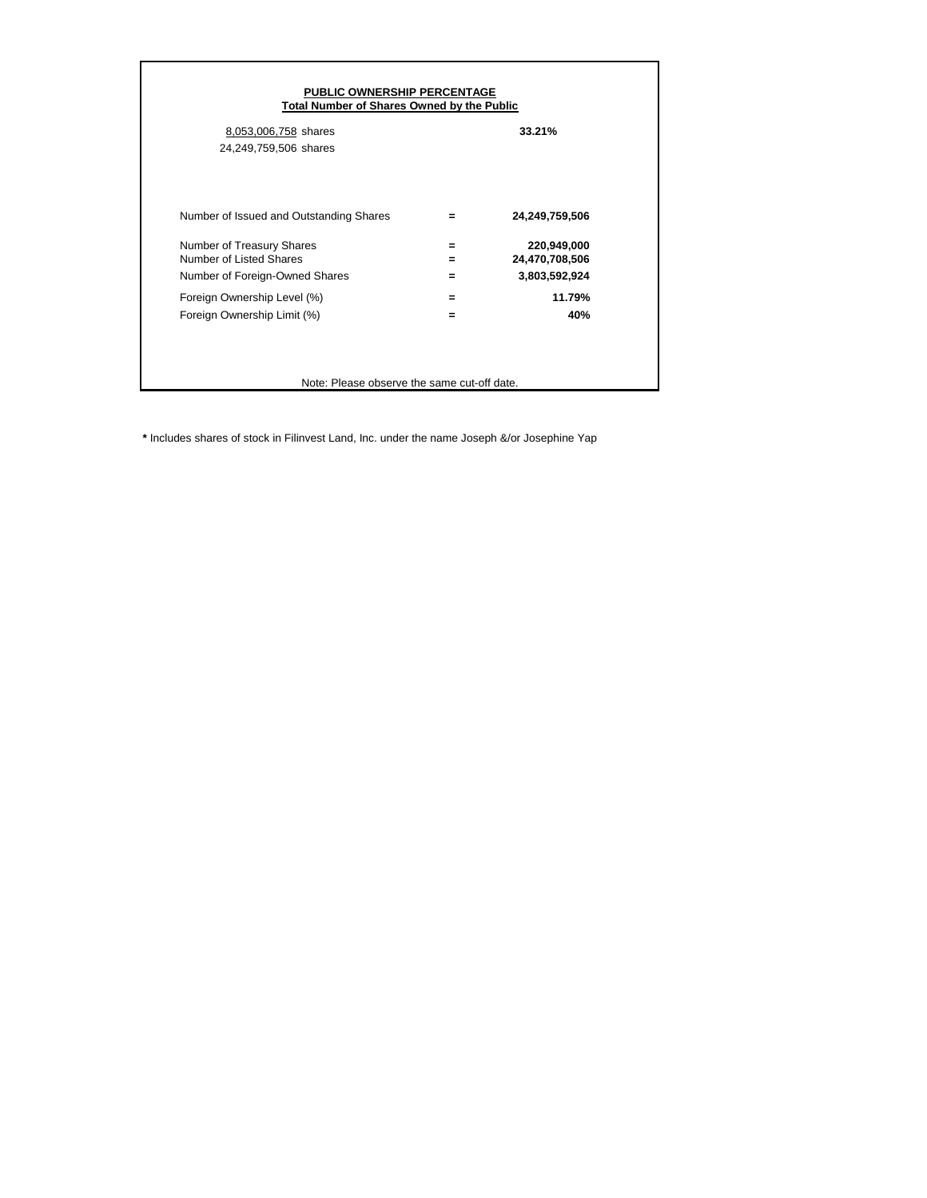**PUBLIC OWNERSHIP PERCENTAGE**
**Total Number of Shares Owned by the Public**

8,053,006,758 shares / 24,249,759,506 shares = **33.21%**

| | | |
|---|---|---|
| Number of Issued and Outstanding Shares | = | **24,249,759,506** |
| Number of Treasury Shares | = | **220,949,000** |
| Number of Listed Shares | = | **24,470,708,506** |
| Number of Foreign-Owned Shares | = | **3,803,592,924** |
| Foreign Ownership Level (%) | = | **11.79%** |
| Foreign Ownership Limit (%) | = | **40%** |

Note: Please observe the same cut-off date.

**\*** Includes shares of stock in Filinvest Land, Inc. under the name Joseph &/or Josephine Yap